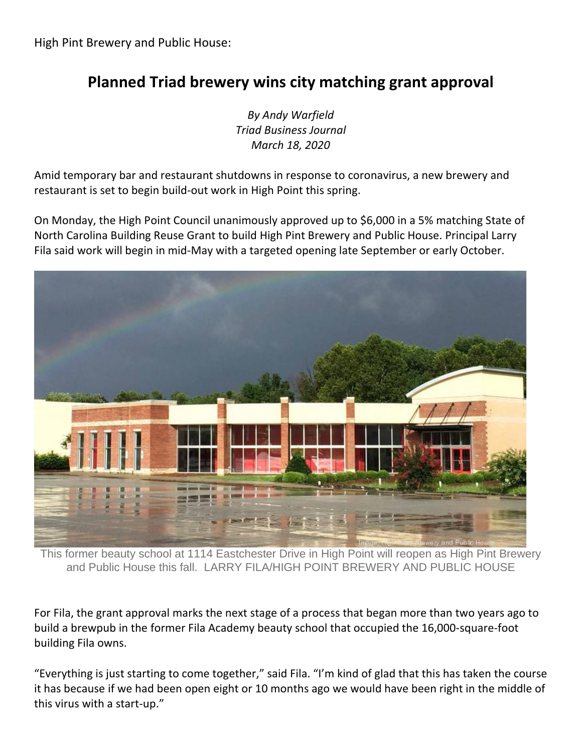High Pint Brewery and Public House:

# Planned Triad brewery wins city matching grant approval

*By Andy Warfield*
*Triad Business Journal*
*March 18, 2020*

Amid temporary bar and restaurant shutdowns in response to coronavirus, a new brewery and restaurant is set to begin build-out work in High Point this spring.

On Monday, the High Point Council unanimously approved up to $6,000 in a 5% matching State of North Carolina Building Reuse Grant to build High Pint Brewery and Public House. Principal Larry Fila said work will begin in mid-May with a targeted opening late September or early October.

This former beauty school at 1114 Eastchester Drive in High Point will reopen as High Pint Brewery and Public House this fall. LARRY FILA/HIGH POINT BREWERY AND PUBLIC HOUSE

For Fila, the grant approval marks the next stage of a process that began more than two years ago to build a brewpub in the former Fila Academy beauty school that occupied the 16,000-square-foot building Fila owns.

"Everything is just starting to come together," said Fila. "I'm kind of glad that this has taken the course it has because if we had been open eight or 10 months ago we would have been right in the middle of this virus with a start-up."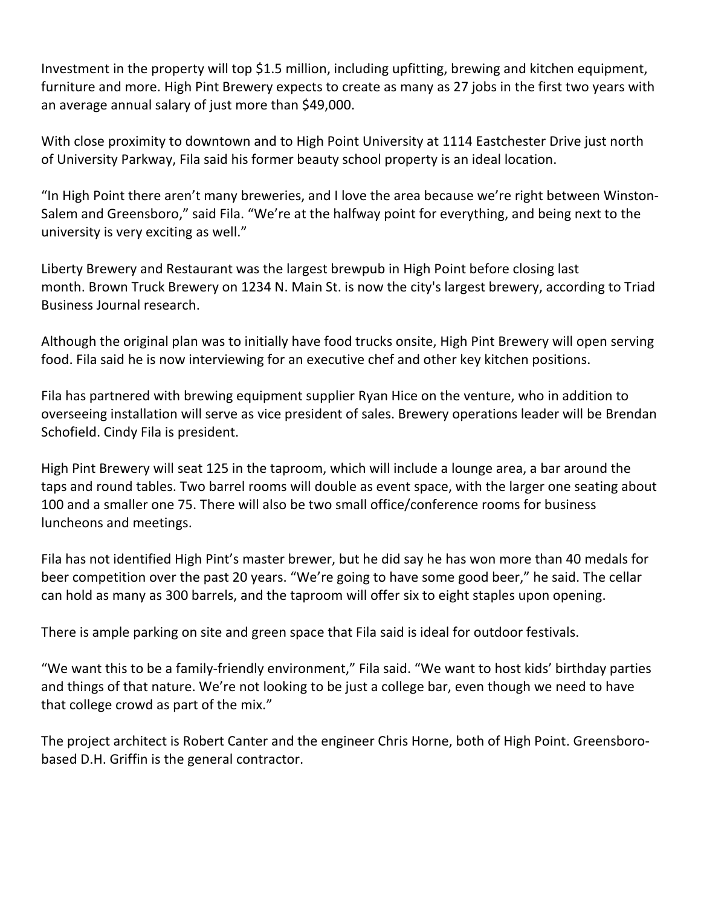Investment in the property will top $1.5 million, including upfitting, brewing and kitchen equipment, furniture and more. High Pint Brewery expects to create as many as 27 jobs in the first two years with an average annual salary of just more than $49,000.

With close proximity to downtown and to High Point University at 1114 Eastchester Drive just north of University Parkway, Fila said his former beauty school property is an ideal location.

"In High Point there aren't many breweries, and I love the area because we're right between Winston-Salem and Greensboro," said Fila. "We're at the halfway point for everything, and being next to the university is very exciting as well."

Liberty Brewery and Restaurant was the largest brewpub in High Point before closing last month. Brown Truck Brewery on 1234 N. Main St. is now the city's largest brewery, according to Triad Business Journal research.

Although the original plan was to initially have food trucks onsite, High Pint Brewery will open serving food. Fila said he is now interviewing for an executive chef and other key kitchen positions.

Fila has partnered with brewing equipment supplier Ryan Hice on the venture, who in addition to overseeing installation will serve as vice president of sales. Brewery operations leader will be Brendan Schofield. Cindy Fila is president.

High Pint Brewery will seat 125 in the taproom, which will include a lounge area, a bar around the taps and round tables. Two barrel rooms will double as event space, with the larger one seating about 100 and a smaller one 75. There will also be two small office/conference rooms for business luncheons and meetings.

Fila has not identified High Pint's master brewer, but he did say he has won more than 40 medals for beer competition over the past 20 years. "We're going to have some good beer," he said. The cellar can hold as many as 300 barrels, and the taproom will offer six to eight staples upon opening.

There is ample parking on site and green space that Fila said is ideal for outdoor festivals.

"We want this to be a family-friendly environment," Fila said. "We want to host kids' birthday parties and things of that nature. We're not looking to be just a college bar, even though we need to have that college crowd as part of the mix."

The project architect is Robert Canter and the engineer Chris Horne, both of High Point. Greensboro-based D.H. Griffin is the general contractor.